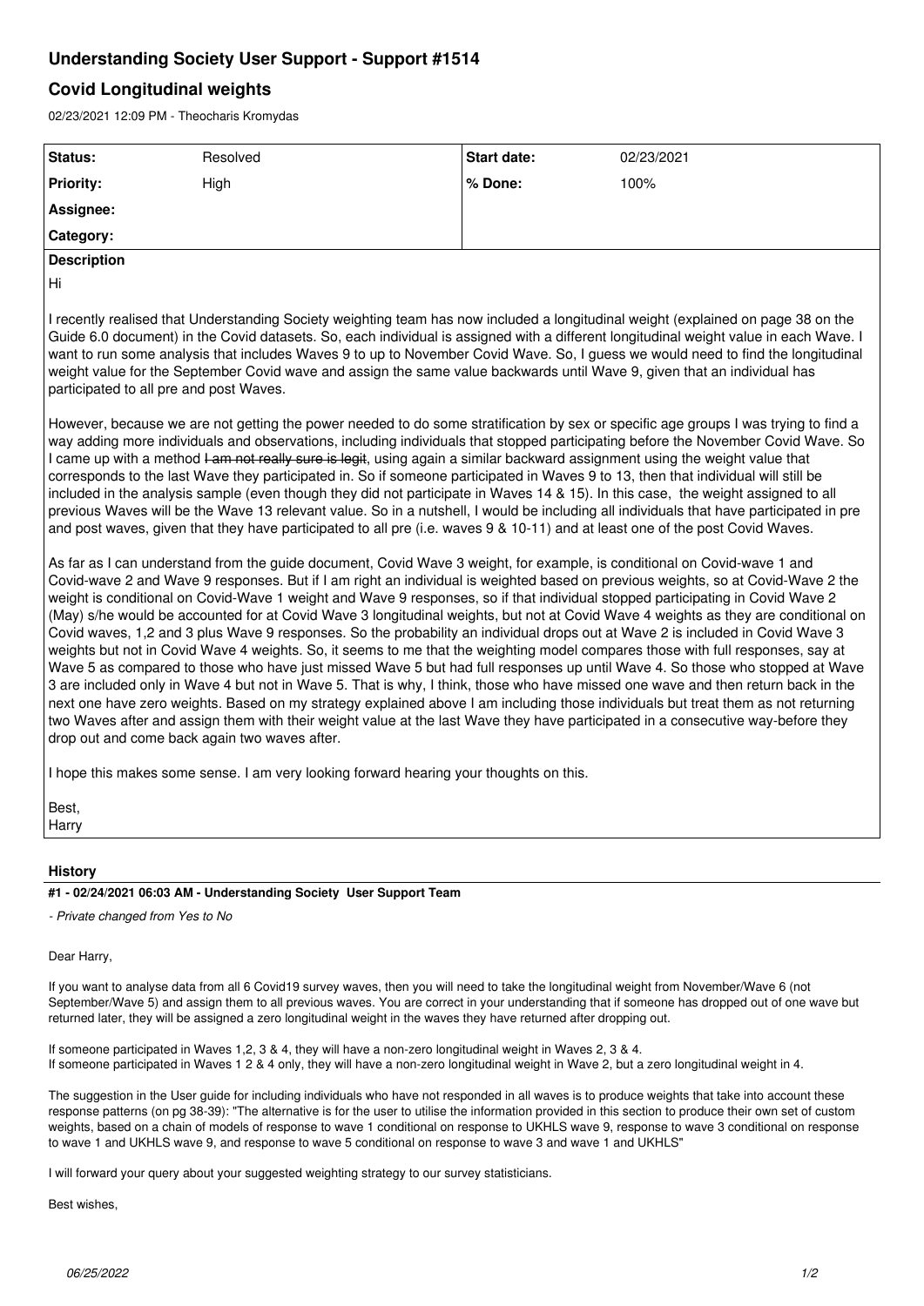# Understanding Society User Support - Support #1514

## Covid Longitudinal weights

02/23/2021 12:09 PM - Theocharis Kromydas

| Status: | Resolved | Start date: | 02/23/2021 |
|---|---|---|---|
| Priority: | High | % Done: | 100% |
| Assignee: | | | |
| Category: | | | |

**Description**

Hi

I recently realised that Understanding Society weighting team has now included a longitudinal weight (explained on page 38 on the Guide 6.0 document) in the Covid datasets. So, each individual is assigned with a different longitudinal weight value in each Wave. I want to run some analysis that includes Waves 9 to up to November Covid Wave. So, I guess we would need to find the longitudinal weight value for the September Covid wave and assign the same value backwards until Wave 9, given that an individual has participated to all pre and post Waves.

However, because we are not getting the power needed to do some stratification by sex or specific age groups I was trying to find a way adding more individuals and observations, including individuals that stopped participating before the November Covid Wave. So I came up with a method ~~I am not really sure is legit~~, using again a similar backward assignment using the weight value that corresponds to the last Wave they participated in. So if someone participated in Waves 9 to 13, then that individual will still be included in the analysis sample (even though they did not participate in Waves 14 & 15). In this case, the weight assigned to all previous Waves will be the Wave 13 relevant value. So in a nutshell, I would be including all individuals that have participated in pre and post waves, given that they have participated to all pre (i.e. waves 9 & 10-11) and at least one of the post Covid Waves.

As far as I can understand from the guide document, Covid Wave 3 weight, for example, is conditional on Covid-wave 1 and Covid-wave 2 and Wave 9 responses. But if I am right an individual is weighted based on previous weights, so at Covid-Wave 2 the weight is conditional on Covid-Wave 1 weight and Wave 9 responses, so if that individual stopped participating in Covid Wave 2 (May) s/he would be accounted for at Covid Wave 3 longitudinal weights, but not at Covid Wave 4 weights as they are conditional on Covid waves, 1,2 and 3 plus Wave 9 responses. So the probability an individual drops out at Wave 2 is included in Covid Wave 3 weights but not in Covid Wave 4 weights. So, it seems to me that the weighting model compares those with full responses, say at Wave 5 as compared to those who have just missed Wave 5 but had full responses up until Wave 4. So those who stopped at Wave 3 are included only in Wave 4 but not in Wave 5. That is why, I think, those who have missed one wave and then return back in the next one have zero weights. Based on my strategy explained above I am including those individuals but treat them as not returning two Waves after and assign them with their weight value at the last Wave they have participated in a consecutive way-before they drop out and come back again two waves after.

I hope this makes some sense. I am very looking forward hearing your thoughts on this.

Best,
Harry

**History**

**#1 - 02/24/2021 06:03 AM - Understanding Society User Support Team**

*- Private changed from Yes to No*

Dear Harry,

If you want to analyse data from all 6 Covid19 survey waves, then you will need to take the longitudinal weight from November/Wave 6 (not September/Wave 5) and assign them to all previous waves. You are correct in your understanding that if someone has dropped out of one wave but returned later, they will be assigned a zero longitudinal weight in the waves they have returned after dropping out.

If someone participated in Waves 1,2, 3 & 4, they will have a non-zero longitudinal weight in Waves 2, 3 & 4.
If someone participated in Waves 1 2 & 4 only, they will have a non-zero longitudinal weight in Wave 2, but a zero longitudinal weight in 4.

The suggestion in the User guide for including individuals who have not responded in all waves is to produce weights that take into account these response patterns (on pg 38-39): "The alternative is for the user to utilise the information provided in this section to produce their own set of custom weights, based on a chain of models of response to wave 1 conditional on response to UKHLS wave 9, response to wave 3 conditional on response to wave 1 and UKHLS wave 9, and response to wave 5 conditional on response to wave 3 and wave 1 and UKHLS"

I will forward your query about your suggested weighting strategy to our survey statisticians.

Best wishes,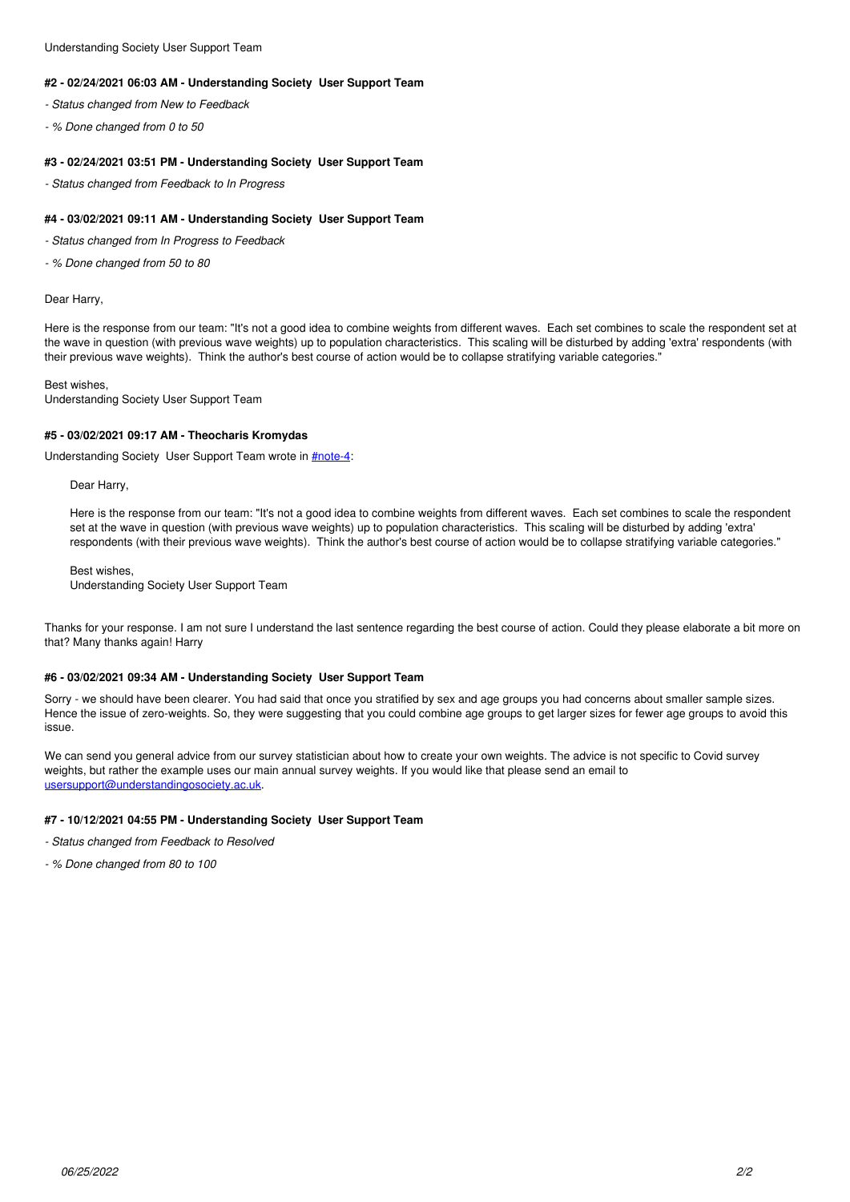Understanding Society User Support Team

#### #2 - 02/24/2021 06:03 AM - Understanding Society User Support Team

- *Status changed from New to Feedback*
- *% Done changed from 0 to 50*

#### #3 - 02/24/2021 03:51 PM - Understanding Society User Support Team

- *Status changed from Feedback to In Progress*

#### #4 - 03/02/2021 09:11 AM - Understanding Society User Support Team

- *Status changed from In Progress to Feedback*
- *% Done changed from 50 to 80*

Dear Harry,

Here is the response from our team: "It's not a good idea to combine weights from different waves. Each set combines to scale the respondent set at the wave in question (with previous wave weights) up to population characteristics. This scaling will be disturbed by adding 'extra' respondents (with their previous wave weights). Think the author's best course of action would be to collapse stratifying variable categories."

Best wishes,
Understanding Society User Support Team

#### #5 - 03/02/2021 09:17 AM - Theocharis Kromydas

Understanding Society User Support Team wrote in [#note-4](#note-4):

> Dear Harry,
>
> Here is the response from our team: "It's not a good idea to combine weights from different waves. Each set combines to scale the respondent set at the wave in question (with previous wave weights) up to population characteristics. This scaling will be disturbed by adding 'extra' respondents (with their previous wave weights). Think the author's best course of action would be to collapse stratifying variable categories."
>
> Best wishes,
> Understanding Society User Support Team

Thanks for your response. I am not sure I understand the last sentence regarding the best course of action. Could they please elaborate a bit more on that? Many thanks again! Harry

#### #6 - 03/02/2021 09:34 AM - Understanding Society User Support Team

Sorry - we should have been clearer. You had said that once you stratified by sex and age groups you had concerns about smaller sample sizes. Hence the issue of zero-weights. So, they were suggesting that you could combine age groups to get larger sizes for fewer age groups to avoid this issue.

We can send you general advice from our survey statistician about how to create your own weights. The advice is not specific to Covid survey weights, but rather the example uses our main annual survey weights. If you would like that please send an email to [usersupport@understandingsociety.ac.uk](mailto:usersupport@understandingsociety.ac.uk).

#### #7 - 10/12/2021 04:55 PM - Understanding Society User Support Team

- *Status changed from Feedback to Resolved*
- *% Done changed from 80 to 100*